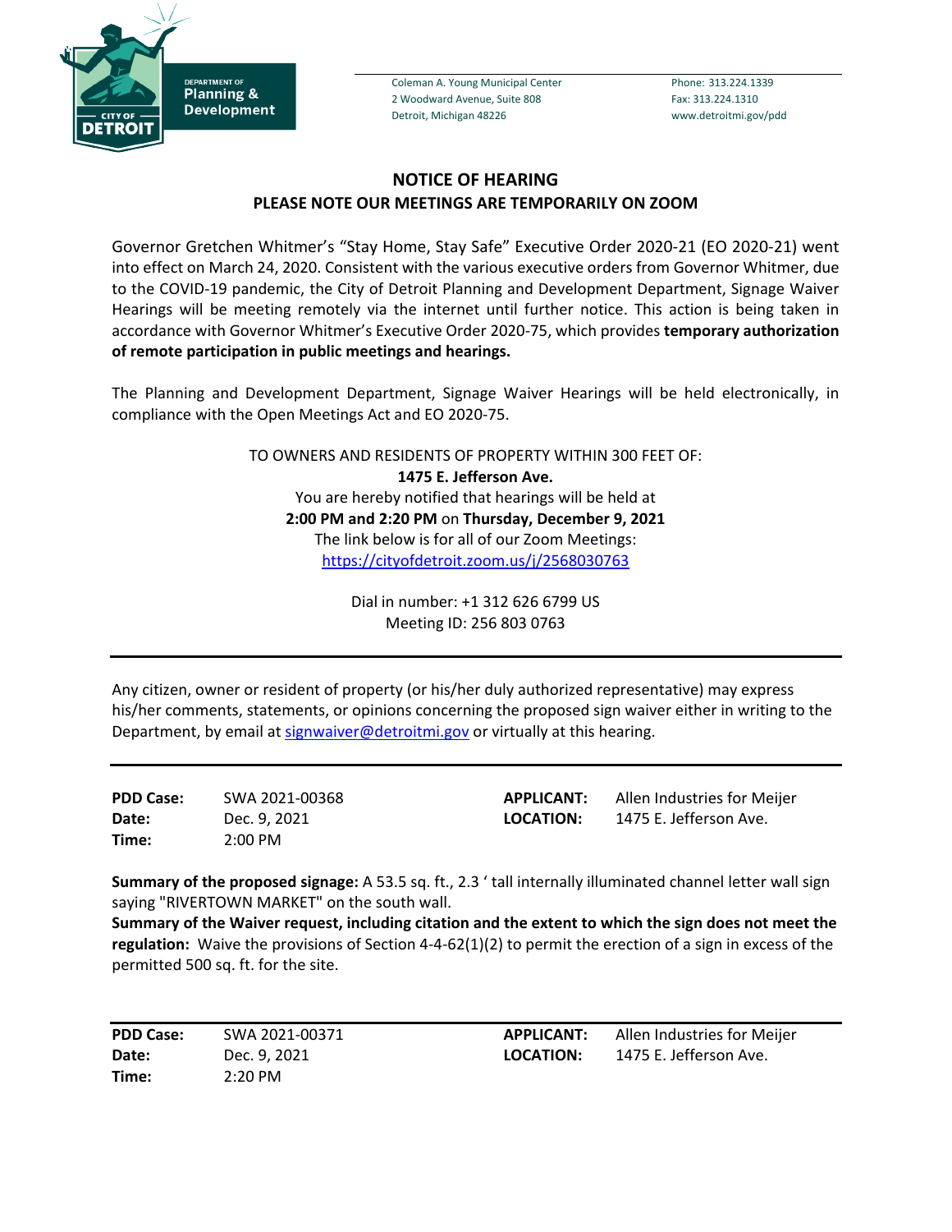DEPARTMENT OF
**Planning & Development**

CITY OF DETROIT

Coleman A. Young Municipal Center
2 Woodward Avenue, Suite 808
Detroit, Michigan 48226

Phone: 313.224.1339
Fax: 313.224.1310
www.detroitmi.gov/pdd

## NOTICE OF HEARING
## PLEASE NOTE OUR MEETINGS ARE TEMPORARILY ON ZOOM

Governor Gretchen Whitmer's "Stay Home, Stay Safe" Executive Order 2020-21 (EO 2020-21) went into effect on March 24, 2020. Consistent with the various executive orders from Governor Whitmer, due to the COVID-19 pandemic, the City of Detroit Planning and Development Department, Signage Waiver Hearings will be meeting remotely via the internet until further notice. This action is being taken in accordance with Governor Whitmer's Executive Order 2020-75, which provides **temporary authorization of remote participation in public meetings and hearings.**

The Planning and Development Department, Signage Waiver Hearings will be held electronically, in compliance with the Open Meetings Act and EO 2020-75.

TO OWNERS AND RESIDENTS OF PROPERTY WITHIN 300 FEET OF:
**1475 E. Jefferson Ave.**
You are hereby notified that hearings will be held at
**2:00 PM and 2:20 PM** on **Thursday, December 9, 2021**
The link below is for all of our Zoom Meetings:
https://cityofdetroit.zoom.us/j/2568030763

Dial in number: +1 312 626 6799 US
Meeting ID: 256 803 0763

---

Any citizen, owner or resident of property (or his/her duly authorized representative) may express his/her comments, statements, or opinions concerning the proposed sign waiver either in writing to the Department, by email at signwaiver@detroitmi.gov or virtually at this hearing.

---

**PDD Case:** SWA 2021-00368
**Date:** Dec. 9, 2021
**Time:** 2:00 PM
**APPLICANT:** Allen Industries for Meijer
**LOCATION:** 1475 E. Jefferson Ave.

**Summary of the proposed signage:** A 53.5 sq. ft., 2.3 ' tall internally illuminated channel letter wall sign saying "RIVERTOWN MARKET" on the south wall.
**Summary of the Waiver request, including citation and the extent to which the sign does not meet the regulation:** Waive the provisions of Section 4-4-62(1)(2) to permit the erection of a sign in excess of the permitted 500 sq. ft. for the site.

---

**PDD Case:** SWA 2021-00371
**Date:** Dec. 9, 2021
**Time:** 2:20 PM
**APPLICANT:** Allen Industries for Meijer
**LOCATION:** 1475 E. Jefferson Ave.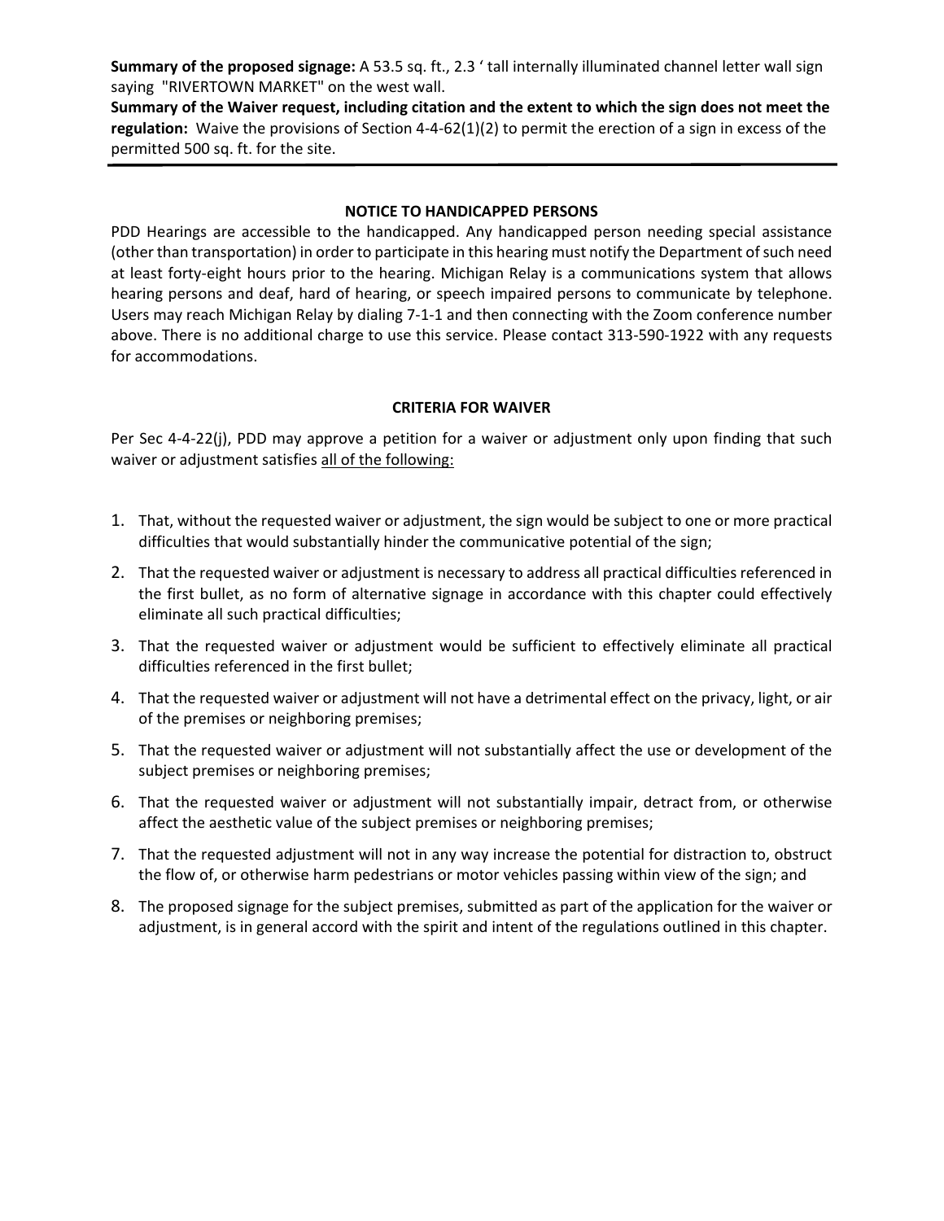**Summary of the proposed signage:** A 53.5 sq. ft., 2.3 ' tall internally illuminated channel letter wall sign saying "RIVERTOWN MARKET" on the west wall.

**Summary of the Waiver request, including citation and the extent to which the sign does not meet the regulation:** Waive the provisions of Section 4-4-62(1)(2) to permit the erection of a sign in excess of the permitted 500 sq. ft. for the site.

---

## NOTICE TO HANDICAPPED PERSONS

PDD Hearings are accessible to the handicapped. Any handicapped person needing special assistance (other than transportation) in order to participate in this hearing must notify the Department of such need at least forty-eight hours prior to the hearing. Michigan Relay is a communications system that allows hearing persons and deaf, hard of hearing, or speech impaired persons to communicate by telephone. Users may reach Michigan Relay by dialing 7-1-1 and then connecting with the Zoom conference number above. There is no additional charge to use this service. Please contact 313-590-1922 with any requests for accommodations.

## CRITERIA FOR WAIVER

Per Sec 4-4-22(j), PDD may approve a petition for a waiver or adjustment only upon finding that such waiver or adjustment satisfies <u>all of the following:</u>

1. That, without the requested waiver or adjustment, the sign would be subject to one or more practical difficulties that would substantially hinder the communicative potential of the sign;
2. That the requested waiver or adjustment is necessary to address all practical difficulties referenced in the first bullet, as no form of alternative signage in accordance with this chapter could effectively eliminate all such practical difficulties;
3. That the requested waiver or adjustment would be sufficient to effectively eliminate all practical difficulties referenced in the first bullet;
4. That the requested waiver or adjustment will not have a detrimental effect on the privacy, light, or air of the premises or neighboring premises;
5. That the requested waiver or adjustment will not substantially affect the use or development of the subject premises or neighboring premises;
6. That the requested waiver or adjustment will not substantially impair, detract from, or otherwise affect the aesthetic value of the subject premises or neighboring premises;
7. That the requested adjustment will not in any way increase the potential for distraction to, obstruct the flow of, or otherwise harm pedestrians or motor vehicles passing within view of the sign; and
8. The proposed signage for the subject premises, submitted as part of the application for the waiver or adjustment, is in general accord with the spirit and intent of the regulations outlined in this chapter.